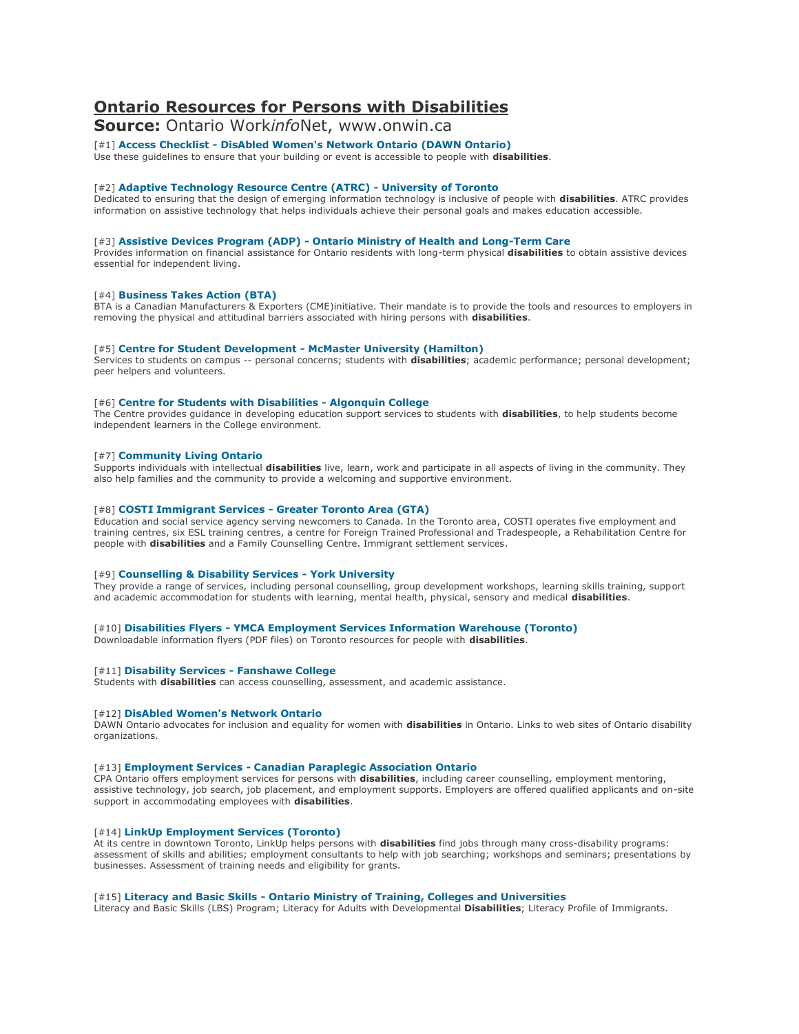# Ontario Resources for Persons with Disabilities

**Source:** Ontario Work*info*Net, www.onwin.ca

[#1] **Access Checklist - DisAbled Women's Network Ontario (DAWN Ontario)**
Use these guidelines to ensure that your building or event is accessible to people with **disabilities**.

[#2] **Adaptive Technology Resource Centre (ATRC) - University of Toronto**
Dedicated to ensuring that the design of emerging information technology is inclusive of people with **disabilities**. ATRC provides information on assistive technology that helps individuals achieve their personal goals and makes education accessible.

[#3] **Assistive Devices Program (ADP) - Ontario Ministry of Health and Long-Term Care**
Provides information on financial assistance for Ontario residents with long-term physical **disabilities** to obtain assistive devices essential for independent living.

[#4] **Business Takes Action (BTA)**
BTA is a Canadian Manufacturers & Exporters (CME)initiative. Their mandate is to provide the tools and resources to employers in removing the physical and attitudinal barriers associated with hiring persons with **disabilities**.

[#5] **Centre for Student Development - McMaster University (Hamilton)**
Services to students on campus -- personal concerns; students with **disabilities**; academic performance; personal development; peer helpers and volunteers.

[#6] **Centre for Students with Disabilities - Algonquin College**
The Centre provides guidance in developing education support services to students with **disabilities**, to help students become independent learners in the College environment.

[#7] **Community Living Ontario**
Supports individuals with intellectual **disabilities** live, learn, work and participate in all aspects of living in the community. They also help families and the community to provide a welcoming and supportive environment.

[#8] **COSTI Immigrant Services - Greater Toronto Area (GTA)**
Education and social service agency serving newcomers to Canada. In the Toronto area, COSTI operates five employment and training centres, six ESL training centres, a centre for Foreign Trained Professional and Tradespeople, a Rehabilitation Centre for people with **disabilities** and a Family Counselling Centre. Immigrant settlement services.

[#9] **Counselling & Disability Services - York University**
They provide a range of services, including personal counselling, group development workshops, learning skills training, support and academic accommodation for students with learning, mental health, physical, sensory and medical **disabilities**.

[#10] **Disabilities Flyers - YMCA Employment Services Information Warehouse (Toronto)**
Downloadable information flyers (PDF files) on Toronto resources for people with **disabilities**.

[#11] **Disability Services - Fanshawe College**
Students with **disabilities** can access counselling, assessment, and academic assistance.

[#12] **DisAbled Women's Network Ontario**
DAWN Ontario advocates for inclusion and equality for women with **disabilities** in Ontario. Links to web sites of Ontario disability organizations.

[#13] **Employment Services - Canadian Paraplegic Association Ontario**
CPA Ontario offers employment services for persons with **disabilities**, including career counselling, employment mentoring, assistive technology, job search, job placement, and employment supports. Employers are offered qualified applicants and on-site support in accommodating employees with **disabilities**.

[#14] **LinkUp Employment Services (Toronto)**
At its centre in downtown Toronto, LinkUp helps persons with **disabilities** find jobs through many cross-disability programs: assessment of skills and abilities; employment consultants to help with job searching; workshops and seminars; presentations by businesses. Assessment of training needs and eligibility for grants.

[#15] **Literacy and Basic Skills - Ontario Ministry of Training, Colleges and Universities**
Literacy and Basic Skills (LBS) Program; Literacy for Adults with Developmental **Disabilities**; Literacy Profile of Immigrants.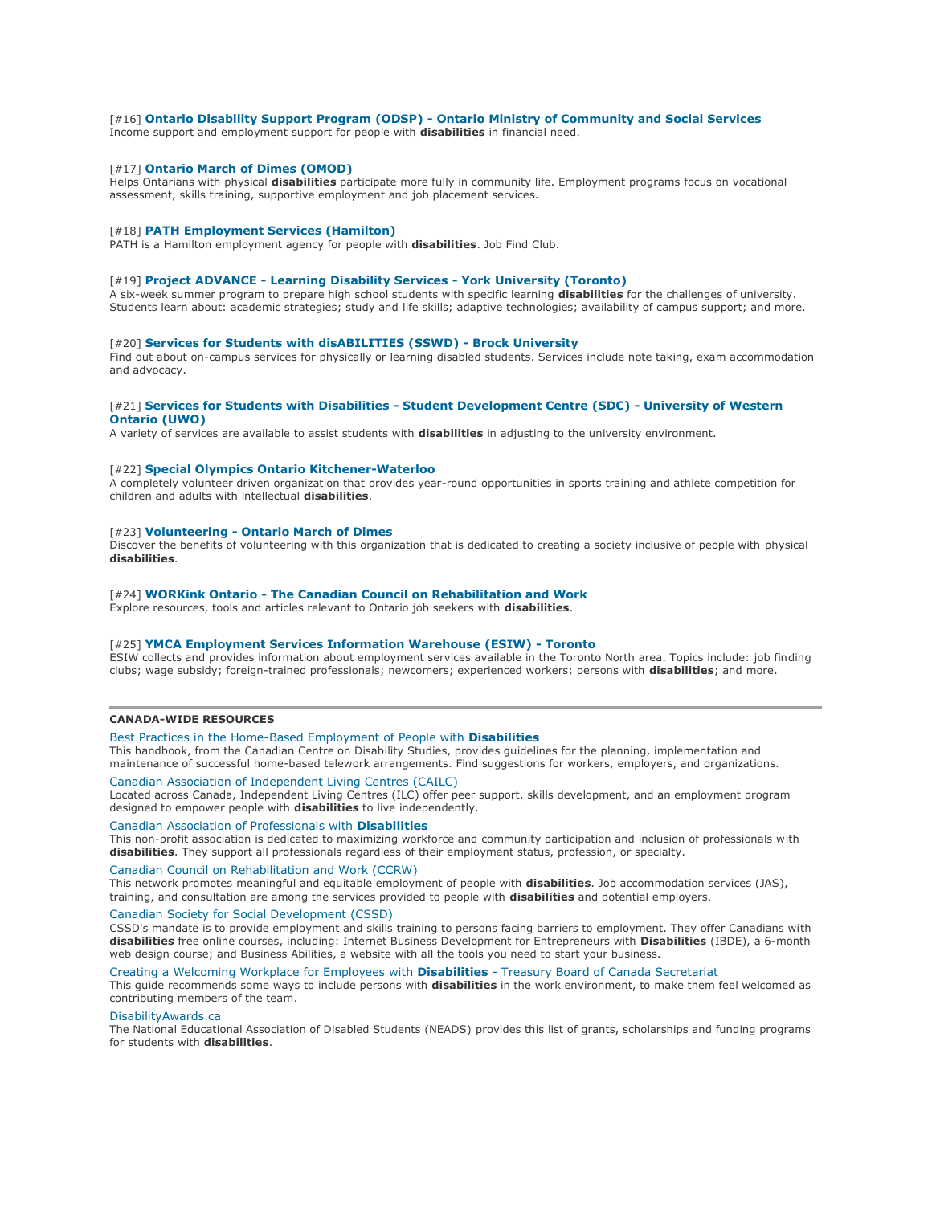[#16] **Ontario Disability Support Program (ODSP) - Ontario Ministry of Community and Social Services**
Income support and employment support for people with **disabilities** in financial need.

[#17] **Ontario March of Dimes (OMOD)**
Helps Ontarians with physical **disabilities** participate more fully in community life. Employment programs focus on vocational assessment, skills training, supportive employment and job placement services.

[#18] **PATH Employment Services (Hamilton)**
PATH is a Hamilton employment agency for people with **disabilities**. Job Find Club.

[#19] **Project ADVANCE - Learning Disability Services - York University (Toronto)**
A six-week summer program to prepare high school students with specific learning **disabilities** for the challenges of university. Students learn about: academic strategies; study and life skills; adaptive technologies; availability of campus support; and more.

[#20] **Services for Students with disABILITIES (SSWD) - Brock University**
Find out about on-campus services for physically or learning disabled students. Services include note taking, exam accommodation and advocacy.

[#21] **Services for Students with Disabilities - Student Development Centre (SDC) - University of Western Ontario (UWO)**
A variety of services are available to assist students with **disabilities** in adjusting to the university environment.

[#22] **Special Olympics Ontario Kitchener-Waterloo**
A completely volunteer driven organization that provides year-round opportunities in sports training and athlete competition for children and adults with intellectual **disabilities**.

[#23] **Volunteering - Ontario March of Dimes**
Discover the benefits of volunteering with this organization that is dedicated to creating a society inclusive of people with physical **disabilities**.

[#24] **WORKink Ontario - The Canadian Council on Rehabilitation and Work**
Explore resources, tools and articles relevant to Ontario job seekers with **disabilities**.

[#25] **YMCA Employment Services Information Warehouse (ESIW) - Toronto**
ESIW collects and provides information about employment services available in the Toronto North area. Topics include: job finding clubs; wage subsidy; foreign-trained professionals; newcomers; experienced workers; persons with **disabilities**; and more.

---

**CANADA-WIDE RESOURCES**

Best Practices in the Home-Based Employment of People with **Disabilities**
This handbook, from the Canadian Centre on Disability Studies, provides guidelines for the planning, implementation and maintenance of successful home-based telework arrangements. Find suggestions for workers, employers, and organizations.

Canadian Association of Independent Living Centres (CAILC)
Located across Canada, Independent Living Centres (ILC) offer peer support, skills development, and an employment program designed to empower people with **disabilities** to live independently.

Canadian Association of Professionals with **Disabilities**
This non-profit association is dedicated to maximizing workforce and community participation and inclusion of professionals with **disabilities**. They support all professionals regardless of their employment status, profession, or specialty.

Canadian Council on Rehabilitation and Work (CCRW)
This network promotes meaningful and equitable employment of people with **disabilities**. Job accommodation services (JAS), training, and consultation are among the services provided to people with **disabilities** and potential employers.

Canadian Society for Social Development (CSSD)
CSSD's mandate is to provide employment and skills training to persons facing barriers to employment. They offer Canadians with **disabilities** free online courses, including: Internet Business Development for Entrepreneurs with **Disabilities** (IBDE), a 6-month web design course; and Business Abilities, a website with all the tools you need to start your business.

Creating a Welcoming Workplace for Employees with **Disabilities** - Treasury Board of Canada Secretariat
This guide recommends some ways to include persons with **disabilities** in the work environment, to make them feel welcomed as contributing members of the team.

DisabilityAwards.ca
The National Educational Association of Disabled Students (NEADS) provides this list of grants, scholarships and funding programs for students with **disabilities**.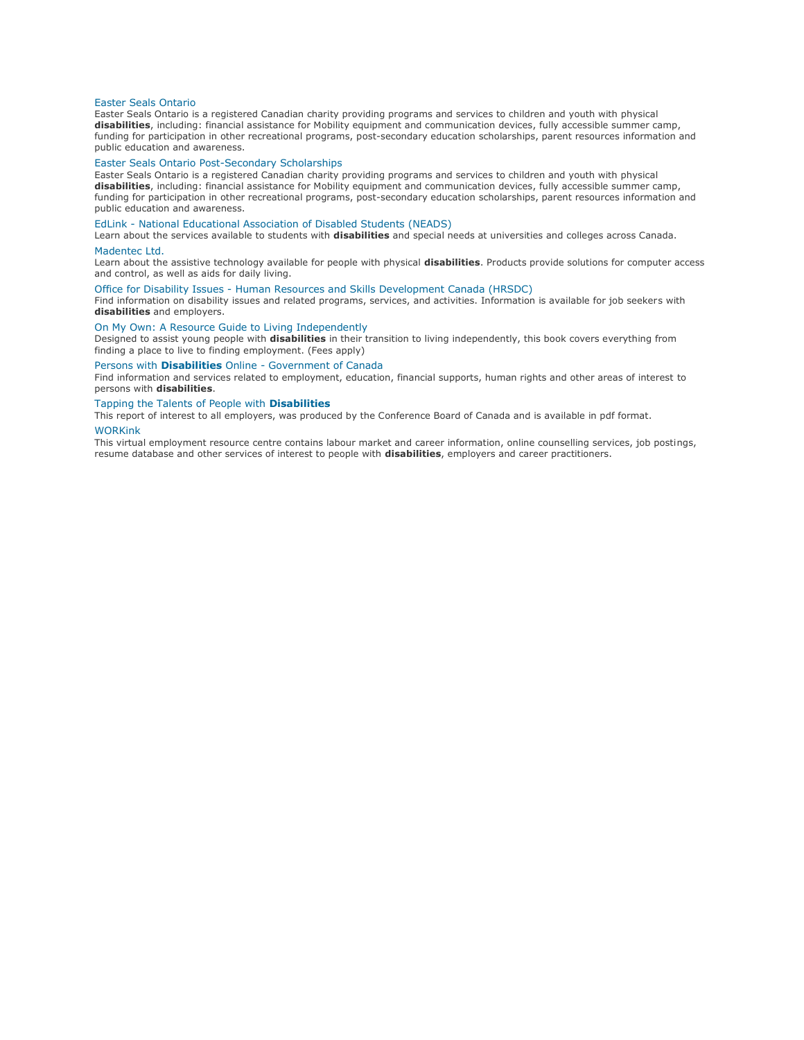Easter Seals Ontario
Easter Seals Ontario is a registered Canadian charity providing programs and services to children and youth with physical **disabilities**, including: financial assistance for Mobility equipment and communication devices, fully accessible summer camp, funding for participation in other recreational programs, post-secondary education scholarships, parent resources information and public education and awareness.

Easter Seals Ontario Post-Secondary Scholarships
Easter Seals Ontario is a registered Canadian charity providing programs and services to children and youth with physical **disabilities**, including: financial assistance for Mobility equipment and communication devices, fully accessible summer camp, funding for participation in other recreational programs, post-secondary education scholarships, parent resources information and public education and awareness.

EdLink - National Educational Association of Disabled Students (NEADS)
Learn about the services available to students with **disabilities** and special needs at universities and colleges across Canada.

Madentec Ltd.
Learn about the assistive technology available for people with physical **disabilities**. Products provide solutions for computer access and control, as well as aids for daily living.

Office for Disability Issues - Human Resources and Skills Development Canada (HRSDC)
Find information on disability issues and related programs, services, and activities. Information is available for job seekers with **disabilities** and employers.

On My Own: A Resource Guide to Living Independently
Designed to assist young people with **disabilities** in their transition to living independently, this book covers everything from finding a place to live to finding employment. (Fees apply)

Persons with **Disabilities** Online - Government of Canada
Find information and services related to employment, education, financial supports, human rights and other areas of interest to persons with **disabilities**.

Tapping the Talents of People with **Disabilities**
This report of interest to all employers, was produced by the Conference Board of Canada and is available in pdf format.

WORKink
This virtual employment resource centre contains labour market and career information, online counselling services, job postings, resume database and other services of interest to people with **disabilities**, employers and career practitioners.